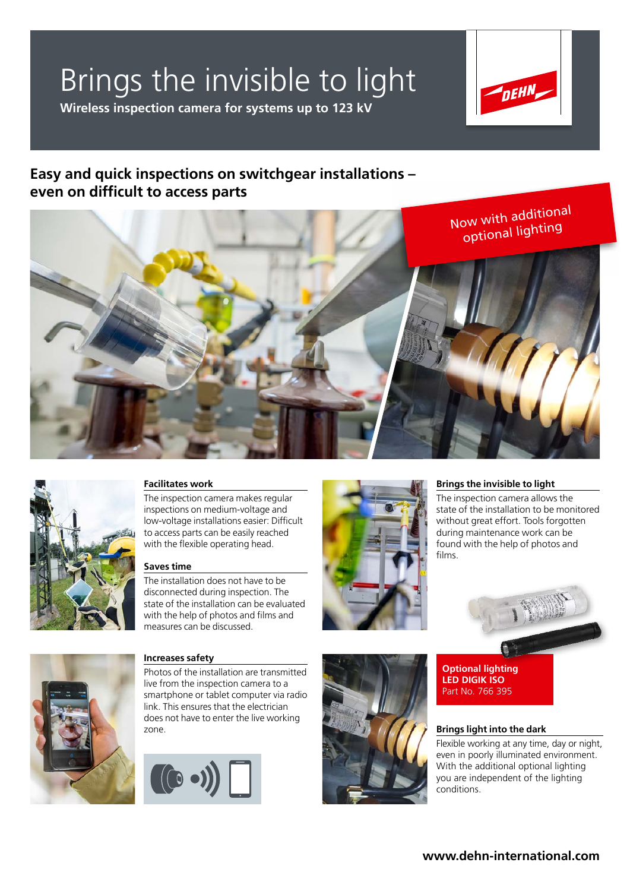# Brings the invisible to light

**Wireless inspection camera for systems up to 123 kV**

## Easy and quick inspections on switchgear installations – even on difficult to access parts

Now with additional optional lighting

### Facilitates work

The inspection camera makes regular inspections on medium-voltage and low-voltage installations easier: Difficult to access parts can be easily reached with the flexible operating head.

### Saves time

The installation does not have to be disconnected during inspection. The state of the installation can be evaluated with the help of photos and films and measures can be discussed.

### Increases safety

Photos of the installation are transmitted live from the inspection camera to a smartphone or tablet computer via radio link. This ensures that the electrician does not have to enter the live working zone.

### Brings the invisible to light

The inspection camera allows the state of the installation to be monitored without great effort. Tools forgotten during maintenance work can be found with the help of photos and films.

**Optional lighting**
**LED DIGIK ISO**
Part No. 766 395

### Brings light into the dark

Flexible working at any time, day or night, even in poorly illuminated environment. With the additional optional lighting you are independent of the lighting conditions.

**www.dehn-international.com**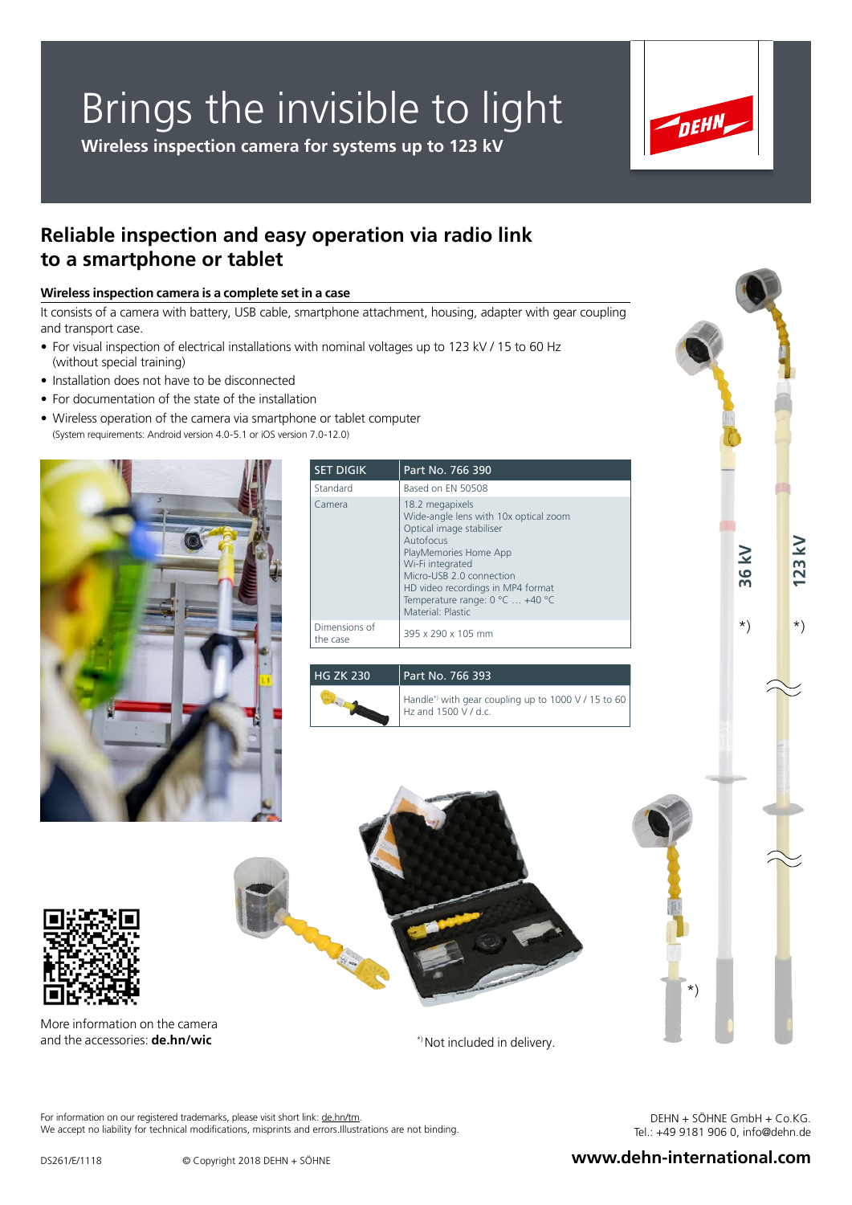# Brings the invisible to light

**Wireless inspection camera for systems up to 123 kV**

## Reliable inspection and easy operation via radio link to a smartphone or tablet

**Wireless inspection camera is a complete set in a case**

It consists of a camera with battery, USB cable, smartphone attachment, housing, adapter with gear coupling and transport case.

- For visual inspection of electrical installations with nominal voltages up to 123 kV / 15 to 60 Hz (without special training)
- Installation does not have to be disconnected
- For documentation of the state of the installation
- Wireless operation of the camera via smartphone or tablet computer
  (System requirements: Android version 4.0-5.1 or iOS version 7.0-12.0)

| SET DIGIK | Part No. 766 390 |
|---|---|
| Standard | Based on EN 50508 |
| Camera | 18.2 megapixels<br>Wide-angle lens with 10x optical zoom<br>Optical image stabiliser<br>Autofocus<br>PlayMemories Home App<br>Wi-Fi integrated<br>Micro-USB 2.0 connection<br>HD video recordings in MP4 format<br>Temperature range: 0 °C … +40 °C<br>Material: Plastic |
| Dimensions of the case | 395 x 290 x 105 mm |

| HG ZK 230 | Part No. 766 393 |
|---|---|
| | Handle*) with gear coupling up to 1000 V / 15 to 60 Hz and 1500 V / d.c. |

36 kV *)

123 kV *)

*)

More information on the camera and the accessories: **de.hn/wic**

*) Not included in delivery.

For information on our registered trademarks, please visit short link: de.hn/tm.
We accept no liability for technical modifications, misprints and errors.Illustrations are not binding.

DEHN + SÖHNE GmbH + Co.KG.
Tel.: +49 9181 906 0, info@dehn.de

DS261/E/1118 © Copyright 2018 DEHN + SÖHNE

**www.dehn-international.com**